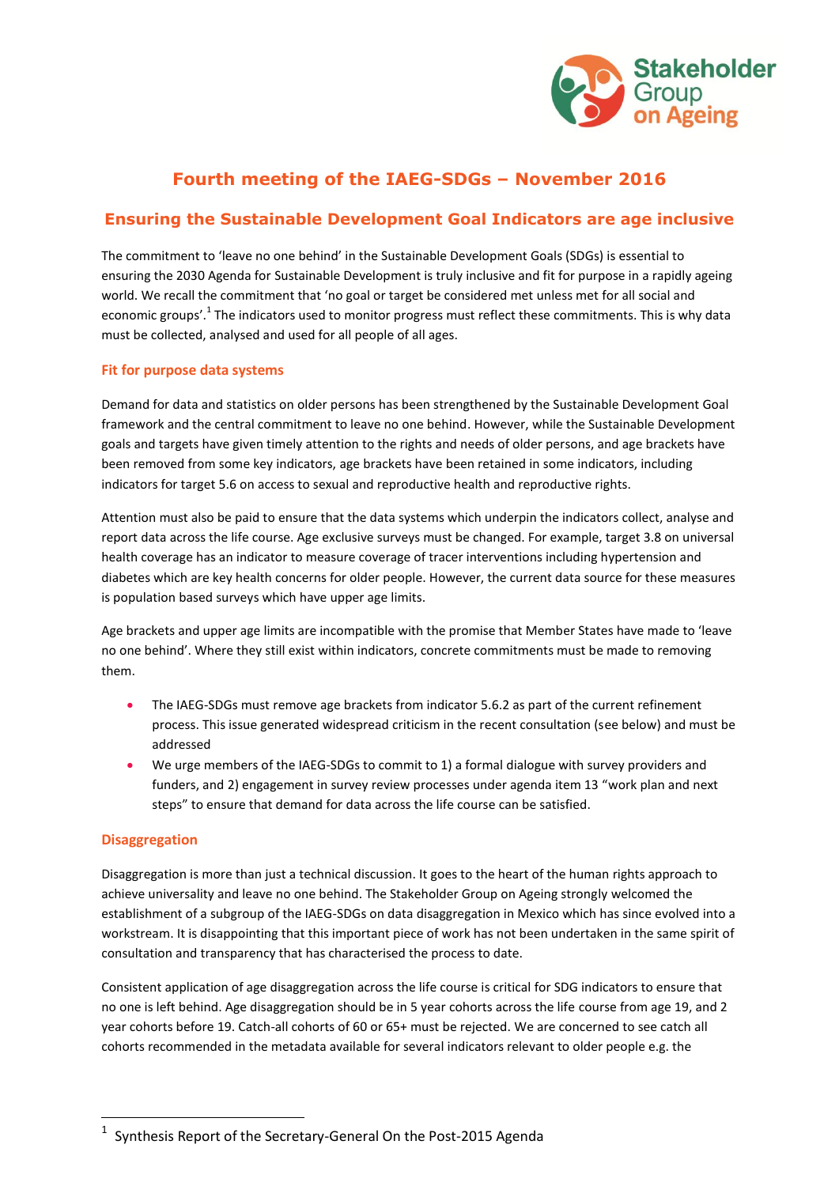# Fourth meeting of the IAEG-SDGs – November 2016

## Ensuring the Sustainable Development Goal Indicators are age inclusive

The commitment to 'leave no one behind' in the Sustainable Development Goals (SDGs) is essential to ensuring the 2030 Agenda for Sustainable Development is truly inclusive and fit for purpose in a rapidly ageing world. We recall the commitment that 'no goal or target be considered met unless met for all social and economic groups'.[1] The indicators used to monitor progress must reflect these commitments. This is why data must be collected, analysed and used for all people of all ages.

### Fit for purpose data systems

Demand for data and statistics on older persons has been strengthened by the Sustainable Development Goal framework and the central commitment to leave no one behind. However, while the Sustainable Development goals and targets have given timely attention to the rights and needs of older persons, and age brackets have been removed from some key indicators, age brackets have been retained in some indicators, including indicators for target 5.6 on access to sexual and reproductive health and reproductive rights.

Attention must also be paid to ensure that the data systems which underpin the indicators collect, analyse and report data across the life course. Age exclusive surveys must be changed. For example, target 3.8 on universal health coverage has an indicator to measure coverage of tracer interventions including hypertension and diabetes which are key health concerns for older people. However, the current data source for these measures is population based surveys which have upper age limits.

Age brackets and upper age limits are incompatible with the promise that Member States have made to 'leave no one behind'. Where they still exist within indicators, concrete commitments must be made to removing them.

- The IAEG-SDGs must remove age brackets from indicator 5.6.2 as part of the current refinement process. This issue generated widespread criticism in the recent consultation (see below) and must be addressed
- We urge members of the IAEG-SDGs to commit to 1) a formal dialogue with survey providers and funders, and 2) engagement in survey review processes under agenda item 13 "work plan and next steps" to ensure that demand for data across the life course can be satisfied.

### Disaggregation

Disaggregation is more than just a technical discussion. It goes to the heart of the human rights approach to achieve universality and leave no one behind. The Stakeholder Group on Ageing strongly welcomed the establishment of a subgroup of the IAEG-SDGs on data disaggregation in Mexico which has since evolved into a workstream. It is disappointing that this important piece of work has not been undertaken in the same spirit of consultation and transparency that has characterised the process to date.

Consistent application of age disaggregation across the life course is critical for SDG indicators to ensure that no one is left behind. Age disaggregation should be in 5 year cohorts across the life course from age 19, and 2 year cohorts before 19. Catch-all cohorts of 60 or 65+ must be rejected. We are concerned to see catch all cohorts recommended in the metadata available for several indicators relevant to older people e.g. the

[1] Synthesis Report of the Secretary-General On the Post-2015 Agenda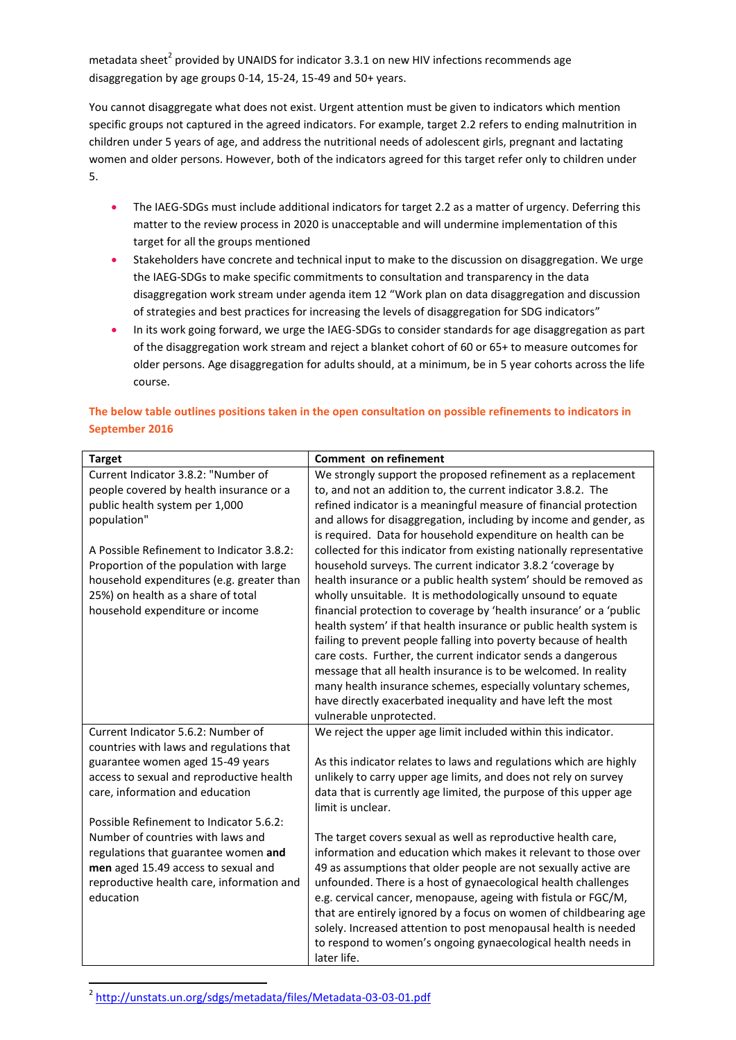metadata sheet[2] provided by UNAIDS for indicator 3.3.1 on new HIV infections recommends age disaggregation by age groups 0-14, 15-24, 15-49 and 50+ years.

You cannot disaggregate what does not exist. Urgent attention must be given to indicators which mention specific groups not captured in the agreed indicators. For example, target 2.2 refers to ending malnutrition in children under 5 years of age, and address the nutritional needs of adolescent girls, pregnant and lactating women and older persons. However, both of the indicators agreed for this target refer only to children under 5.

- The IAEG-SDGs must include additional indicators for target 2.2 as a matter of urgency. Deferring this matter to the review process in 2020 is unacceptable and will undermine implementation of this target for all the groups mentioned
- Stakeholders have concrete and technical input to make to the discussion on disaggregation. We urge the IAEG-SDGs to make specific commitments to consultation and transparency in the data disaggregation work stream under agenda item 12 "Work plan on data disaggregation and discussion of strategies and best practices for increasing the levels of disaggregation for SDG indicators"
- In its work going forward, we urge the IAEG-SDGs to consider standards for age disaggregation as part of the disaggregation work stream and reject a blanket cohort of 60 or 65+ to measure outcomes for older persons. Age disaggregation for adults should, at a minimum, be in 5 year cohorts across the life course.

**The below table outlines positions taken in the open consultation on possible refinements to indicators in September 2016**

| **Target** | **Comment on refinement** |
|---|---|
| Current Indicator 3.8.2: "Number of people covered by health insurance or a public health system per 1,000 population"<br><br>A Possible Refinement to Indicator 3.8.2: Proportion of the population with large household expenditures (e.g. greater than 25%) on health as a share of total household expenditure or income | We strongly support the proposed refinement as a replacement to, and not an addition to, the current indicator 3.8.2. The refined indicator is a meaningful measure of financial protection and allows for disaggregation, including by income and gender, as is required. Data for household expenditure on health can be collected for this indicator from existing nationally representative household surveys. The current indicator 3.8.2 'coverage by health insurance or a public health system' should be removed as wholly unsuitable. It is methodologically unsound to equate financial protection to coverage by 'health insurance' or a 'public health system' if that health insurance or public health system is failing to prevent people falling into poverty because of health care costs. Further, the current indicator sends a dangerous message that all health insurance is to be welcomed. In reality many health insurance schemes, especially voluntary schemes, have directly exacerbated inequality and have left the most vulnerable unprotected. |
| Current Indicator 5.6.2: Number of countries with laws and regulations that guarantee women aged 15-49 years access to sexual and reproductive health care, information and education<br><br>Possible Refinement to Indicator 5.6.2: Number of countries with laws and regulations that guarantee women **and men** aged 15.49 access to sexual and reproductive health care, information and education | We reject the upper age limit included within this indicator.<br><br>As this indicator relates to laws and regulations which are highly unlikely to carry upper age limits, and does not rely on survey data that is currently age limited, the purpose of this upper age limit is unclear.<br><br>The target covers sexual as well as reproductive health care, information and education which makes it relevant to those over 49 as assumptions that older people are not sexually active are unfounded. There is a host of gynaecological health challenges e.g. cervical cancer, menopause, ageing with fistula or FGC/M, that are entirely ignored by a focus on women of childbearing age solely. Increased attention to post menopausal health is needed to respond to women's ongoing gynaecological health needs in later life. |

[2] http://unstats.un.org/sdgs/metadata/files/Metadata-03-03-01.pdf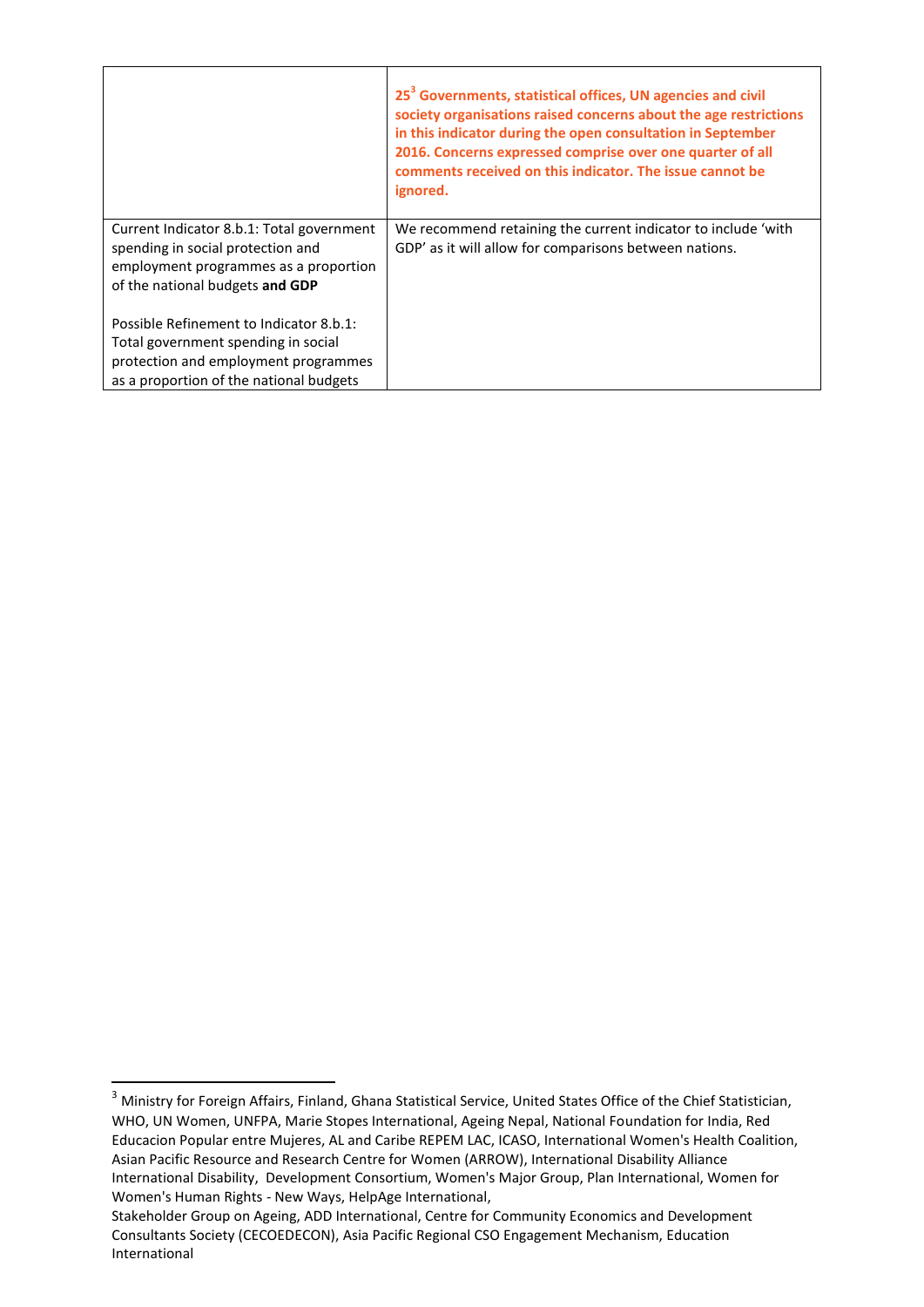| | |
|---|---|
| | **25[3] Governments, statistical offices, UN agencies and civil society organisations raised concerns about the age restrictions in this indicator during the open consultation in September 2016. Concerns expressed comprise over one quarter of all comments received on this indicator. The issue cannot be ignored.** |
| Current Indicator 8.b.1: Total government spending in social protection and employment programmes as a proportion of the national budgets **and GDP**<br><br>Possible Refinement to Indicator 8.b.1: Total government spending in social protection and employment programmes as a proportion of the national budgets | We recommend retaining the current indicator to include 'with GDP' as it will allow for comparisons between nations. |

[3] Ministry for Foreign Affairs, Finland, Ghana Statistical Service, United States Office of the Chief Statistician, WHO, UN Women, UNFPA, Marie Stopes International, Ageing Nepal, National Foundation for India, Red Educacion Popular entre Mujeres, AL and Caribe REPEM LAC, ICASO, International Women's Health Coalition, Asian Pacific Resource and Research Centre for Women (ARROW), International Disability Alliance International Disability, Development Consortium, Women's Major Group, Plan International, Women for Women's Human Rights - New Ways, HelpAge International,
Stakeholder Group on Ageing, ADD International, Centre for Community Economics and Development Consultants Society (CECOEDECON), Asia Pacific Regional CSO Engagement Mechanism, Education International